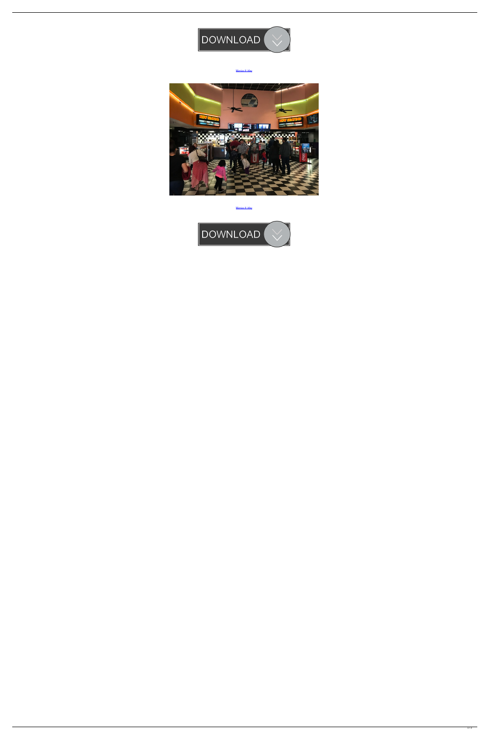DOWNLOAD

Movies 8 Abq

Movies 8 Abq

DOWNLOAD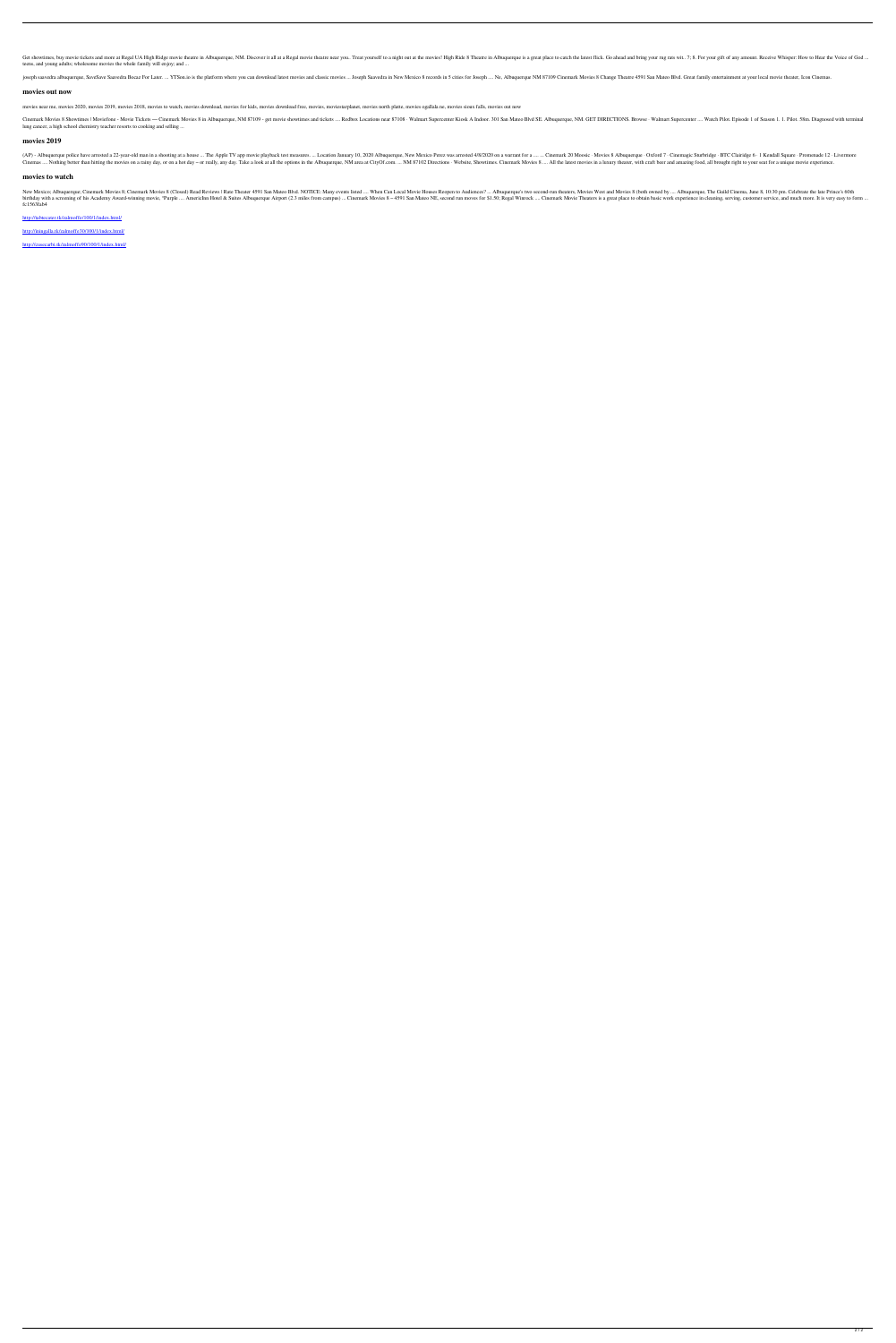Get showtimes, buy movie tickets and more at Regal UA High Ridge movie theatre in Albuquerque, NM. Discover it all at a Regal movie theatre near you. Treat yourself to a night out at the movies! High Ride 8 Theatre in Albuquerque is a great place to catch the latest flick. Go ahead and bring your rug rats wit.. 7; 8. For your gift of any amount. Receive Whisper: How to Hear the Voice of God ... teens, and young adults; wholesome movies the whole family will enjoy; and ...

joseph saavedra albuquerque, SaveSave Saavedra Becaz For Later. ... YTSm.to is the platform where you can download latest movies and classic movies ... Joseph Saavedra in New Mexico 8 records in 5 cities for Joseph .... Ne, Albuquerque NM 87109 Cinemark Movies 8 Change Theatre 4591 San Mateo Blvd. Great family entertainment at your local movie theater, Icon Cinemas.

## movies out now

movies near me, movies 2020, movies 2019, movies 2018, movies to watch, movies download, movies for kids, movies download free, movies, moviestarplanet, movies north platte, movies ogallala ne, movies sioux falls, movies out now

Cinemark Movies 8 Showtimes | Moviefone - Movie Tickets — Cinemark Movies 8 in Albuquerque, NM 87109 - get movie showtimes and tickets ... Redbox Locations near 87108 · Walmart Supercenter Kiosk A Indoor. 301 San Mateo Blvd SE. Albuquerque, NM. GET DIRECTIONS. Browse · Walmart Supercenter .... Watch Pilot. Episode 1 of Season 1. 1. Pilot. 58m. Diagnosed with terminal lung cancer, a high school chemistry teacher resorts to cooking and selling ...

## movies 2019

(AP) - Albuquerque police have arrested a 22-year-old man in a shooting at a house .. The Apple TV app movie playback test measures. ... Location January 10, 2020 Albuquerque, New Mexico Perez was arrested 4/8/2020 on a warrant for a .... ... Cinemark 20 Mesoic · Movies 8 Albuquerque · Oxford 7 · Cinemagic Sturbridge · BTC Clairidge 6 · 1 Kendall Square · Promenade 12 · Livermore Cinemas .... Nothing better than hitting the movies on a rainy day, or on a hot day --or really, any day. Take a look at all the options in the Albuquerque, NM area at CityOf.com. ... NM 87102 Directions · Website, Showtimes. Cinemark Movies 8 .... All the latest movies in a luxury theater, with craft beer and amazing food, all brought right to your seat for a unique movie experience.

## movies to watch

New Mexico; Albuquerque; Cinemark Movies 8; Cinemark Movies 8 (Closed) Read Reviews | Rate Theater 4591 San Mateo Blvd. NOTICE: Many events listed .... When Can Local Movie Houses Reopen to Audiences? ... Albuquerque's two second-run theaters, Movies West and Movies 8 (both owned by .... Albuquerque, The Guild Cinema, June 8, 10:30 pm. Celebrate the late Prince's 60th birthday with a screening of his Academy Award-winning movie, "Purple .... AmericInn Hotel & Suites Albuquerque Airport (2.3 miles from campus) ... Cinemark Movies 8 – 4591 San Mateo NE, second run moves for $1.50; Regal Winrock. ... Cinemark Movie Theaters is a great place to obtain basic work experience in cleaning, serving, customer service, and much more. It is very easy to form ... fc1563fab4

http://tubtecaser.tk/zalmoffe/100/1/index.html/

http://mingalla.tk/zalmoffe/30/100/1/index.html/

http://cassecarbi.tk/zalmoffe/90/100/1/index.html/